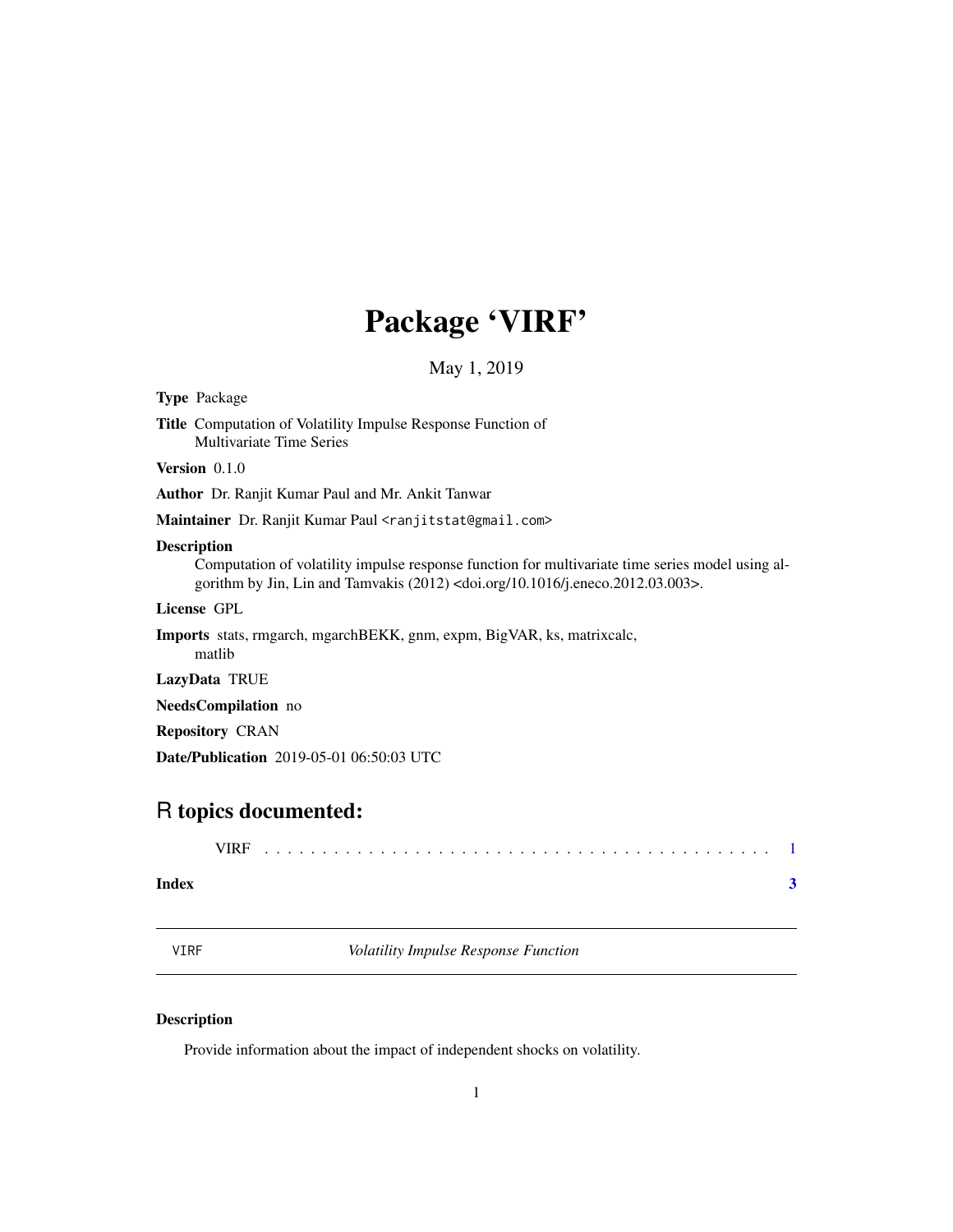# Package 'VIRF'

May 1, 2019

**Type** Package

**Title** Computation of Volatility Impulse Response Function of Multivariate Time Series

**Version** 0.1.0

**Author** Dr. Ranjit Kumar Paul and Mr. Ankit Tanwar

**Maintainer** Dr. Ranjit Kumar Paul <ranjitstat@gmail.com>

**Description** Computation of volatility impulse response function for multivariate time series model using algorithm by Jin, Lin and Tamvakis (2012) <doi.org/10.1016/j.eneco.2012.03.003>.

**License** GPL

**Imports** stats, rmgarch, mgarchBEKK, gnm, expm, BigVAR, ks, matrixcalc, matlib

**LazyData** TRUE

**NeedsCompilation** no

**Repository** CRAN

**Date/Publication** 2019-05-01 06:50:03 UTC

## R topics documented:

VIRF . . . . . . . . . . . . . . . . . . . . . . . . . . . . . . . . . . . . . . . . . . 1

**Index** **3**

---

VIRF *Volatility Impulse Response Function*

---

### Description

Provide information about the impact of independent shocks on volatility.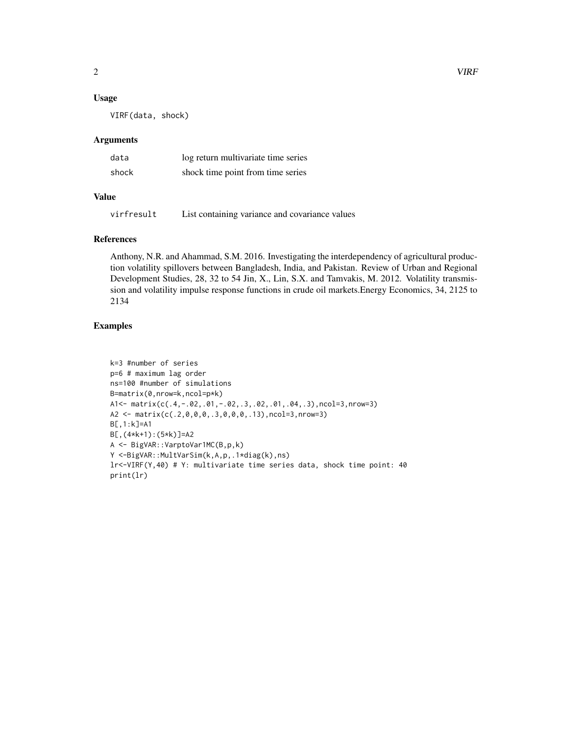### Usage

```
VIRF(data, shock)
```

### Arguments

| | |
|---|---|
| data | log return multivariate time series |
| shock | shock time point from time series |

### Value

| | |
|---|---|
| virfresult | List containing variance and covariance values |

### References

Anthony, N.R. and Ahammad, S.M. 2016. Investigating the interdependency of agricultural production volatility spillovers between Bangladesh, India, and Pakistan. Review of Urban and Regional Development Studies, 28, 32 to 54 Jin, X., Lin, S.X. and Tamvakis, M. 2012. Volatility transmission and volatility impulse response functions in crude oil markets.Energy Economics, 34, 2125 to 2134

### Examples

```
k=3 #number of series
p=6 # maximum lag order
ns=100 #number of simulations
B=matrix(0,nrow=k,ncol=p*k)
A1<- matrix(c(.4,-.02,.01,-.02,.3,.02,.01,.04,.3),ncol=3,nrow=3)
A2 <- matrix(c(.2,0,0,0,.3,0,0,0,.13),ncol=3,nrow=3)
B[,1:k]=A1
B[,(4*k+1):(5*k)]=A2
A <- BigVAR::VarptoVar1MC(B,p,k)
Y <-BigVAR::MultVarSim(k,A,p,.1*diag(k),ns)
lr<-VIRF(Y,40) # Y: multivariate time series data, shock time point: 40
print(lr)
```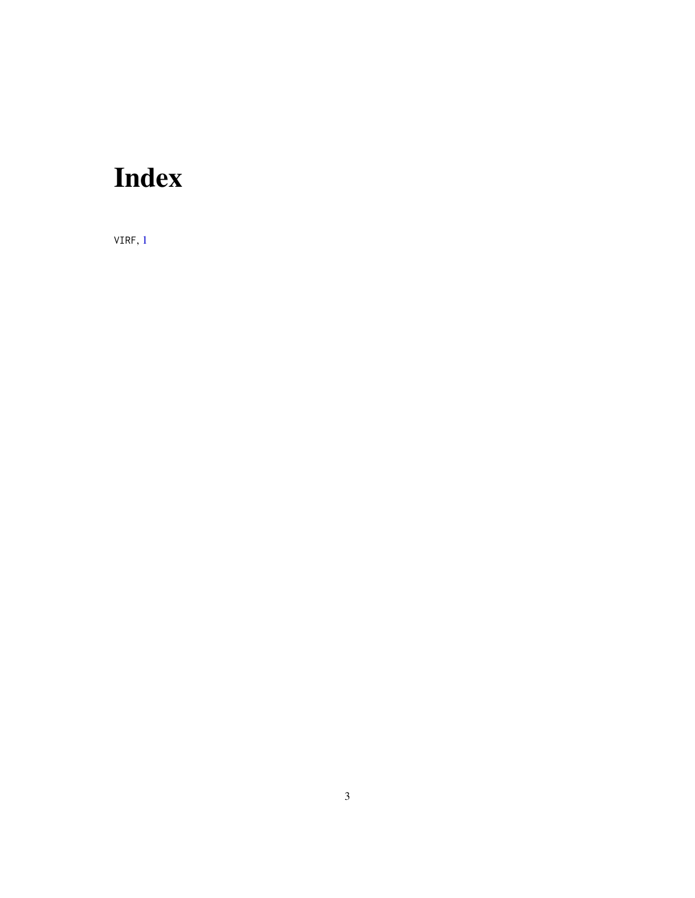# Index

VIRF, 1